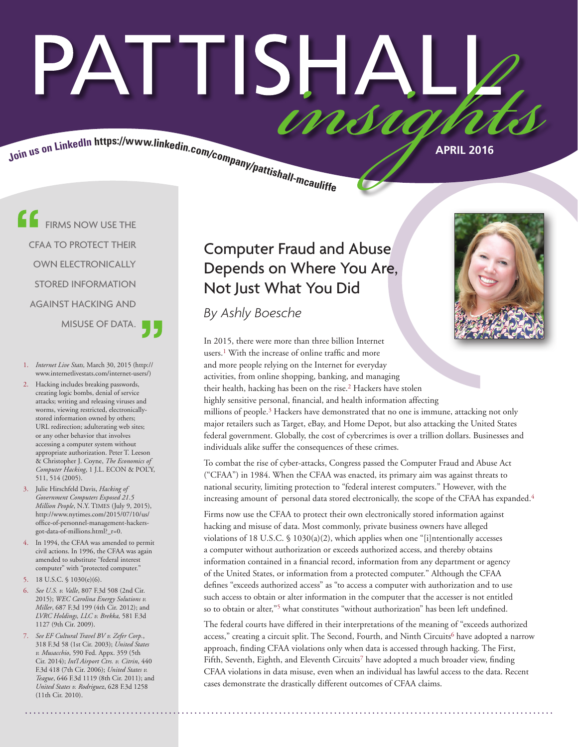# PATTISHALL *insights*

Join us on LinkedIn https://www.linkedin.com/company/pattishall-mcauliffe

APRIL 2016

## Computer Fraud and Abuse Depends on Where You Are, Not Just What You Did

*By Ashly Boesche*

In 2015, there were more than three billion Internet users.[1] With the increase of online traffic and more and more people relying on the Internet for everyday activities, from online shopping, banking, and managing their health, hacking has been on the rise.[2] Hackers have stolen highly sensitive personal, financial, and health information affecting millions of people.[3] Hackers have demonstrated that no one is immune, attacking not only major retailers such as Target, eBay, and Home Depot, but also attacking the United States federal government. Globally, the cost of cybercrimes is over a trillion dollars. Businesses and individuals alike suffer the consequences of these crimes.

To combat the rise of cyber-attacks, Congress passed the Computer Fraud and Abuse Act ("CFAA") in 1984. When the CFAA was enacted, its primary aim was against threats to national security, limiting protection to "federal interest computers." However, with the increasing amount of personal data stored electronically, the scope of the CFAA has expanded.[4]

Firms now use the CFAA to protect their own electronically stored information against hacking and misuse of data. Most commonly, private business owners have alleged violations of 18 U.S.C. § 1030(a)(2), which applies when one "[i]ntentionally accesses a computer without authorization or exceeds authorized access, and thereby obtains information contained in a financial record, information from any department or agency of the United States, or information from a protected computer." Although the CFAA defines "exceeds authorized access" as "to access a computer with authorization and to use such access to obtain or alter information in the computer that the accesser is not entitled so to obtain or alter,"[5] what constitutes "without authorization" has been left undefined.

The federal courts have differed in their interpretations of the meaning of "exceeds authorized access," creating a circuit split. The Second, Fourth, and Ninth Circuits[6] have adopted a narrow approach, finding CFAA violations only when data is accessed through hacking. The First, Fifth, Seventh, Eighth, and Eleventh Circuits[7] have adopted a much broader view, finding CFAA violations in data misuse, even when an individual has lawful access to the data. Recent cases demonstrate the drastically different outcomes of CFAA claims.

> "FIRMS NOW USE THE CFAA TO PROTECT THEIR OWN ELECTRONICALLY STORED INFORMATION AGAINST HACKING AND MISUSE OF DATA."

1. *Internet Live Stats,* March 30, 2015 (http://www.internetlivestats.com/internet-users/)
2. Hacking includes breaking passwords, creating logic bombs, denial of service attacks; writing and releasing viruses and worms, viewing restricted, electronically-stored information owned by others; URL redirection; adulterating web sites; or any other behavior that involves accessing a computer system without appropriate authorization. Peter T. Leeson & Christopher J. Coyne, *The Economics of Computer Hacking*, 1 J.L. ECON & POL'Y, 511, 514 (2005).
3. Julie Hirschfeld Davis, *Hacking of Government Computers Exposed 21.5 Million People*, N.Y. TIMES (July 9, 2015), http://www.nytimes.com/2015/07/10/us/office-of-personnel-management-hackers-got-data-of-millions.html?_r=0.
4. In 1994, the CFAA was amended to permit civil actions. In 1996, the CFAA was again amended to substitute "federal interest computer" with "protected computer."
5. 18 U.S.C. § 1030(e)(6).
6. *See U.S. v. Valle*, 807 F.3d 508 (2nd Cir. 2015); *WEC Carolina Energy Solutions v. Miller*, 687 F.3d 199 (4th Cir. 2012); and *LVRC Holdings, LLC v. Brekka,* 581 F.3d 1127 (9th Cir. 2009).
7. *See EF Cultural Travel BV v. Zefer Corp.*, 318 F.3d 58 (1st Cir. 2003); *United States v. Musacchio*, 590 Fed. Appx. 359 (5th Cir. 2014); *Int'l Airport Ctrs. v. Citrin*, 440 F.3d 418 (7th Cir. 2006); *United States v. Teague*, 646 F.3d 1119 (8th Cir. 2011); and *United States v. Rodriguez*, 628 F.3d 1258 (11th Cir. 2010).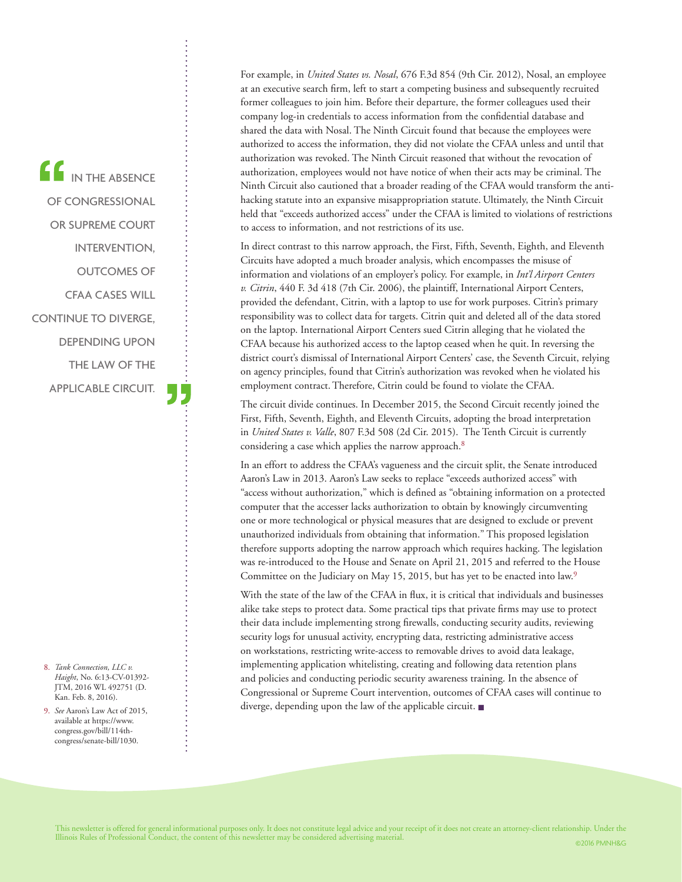For example, in *United States vs. Nosal*, 676 F.3d 854 (9th Cir. 2012), Nosal, an employee at an executive search firm, left to start a competing business and subsequently recruited former colleagues to join him. Before their departure, the former colleagues used their company log-in credentials to access information from the confidential database and shared the data with Nosal. The Ninth Circuit found that because the employees were authorized to access the information, they did not violate the CFAA unless and until that authorization was revoked. The Ninth Circuit reasoned that without the revocation of authorization, employees would not have notice of when their acts may be criminal. The Ninth Circuit also cautioned that a broader reading of the CFAA would transform the anti-hacking statute into an expansive misappropriation statute. Ultimately, the Ninth Circuit held that "exceeds authorized access" under the CFAA is limited to violations of restrictions to access to information, and not restrictions of its use.

In direct contrast to this narrow approach, the First, Fifth, Seventh, Eighth, and Eleventh Circuits have adopted a much broader analysis, which encompasses the misuse of information and violations of an employer's policy. For example, in *Int'l Airport Centers v. Citrin*, 440 F. 3d 418 (7th Cir. 2006), the plaintiff, International Airport Centers, provided the defendant, Citrin, with a laptop to use for work purposes. Citrin's primary responsibility was to collect data for targets. Citrin quit and deleted all of the data stored on the laptop. International Airport Centers sued Citrin alleging that he violated the CFAA because his authorized access to the laptop ceased when he quit. In reversing the district court's dismissal of International Airport Centers' case, the Seventh Circuit, relying on agency principles, found that Citrin's authorization was revoked when he violated his employment contract. Therefore, Citrin could be found to violate the CFAA.

The circuit divide continues. In December 2015, the Second Circuit recently joined the First, Fifth, Seventh, Eighth, and Eleventh Circuits, adopting the broad interpretation in *United States v. Valle*, 807 F.3d 508 (2d Cir. 2015). The Tenth Circuit is currently considering a case which applies the narrow approach.[8]

> "IN THE ABSENCE OF CONGRESSIONAL OR SUPREME COURT INTERVENTION, OUTCOMES OF CFAA CASES WILL CONTINUE TO DIVERGE, DEPENDING UPON THE LAW OF THE APPLICABLE CIRCUIT."

In an effort to address the CFAA's vagueness and the circuit split, the Senate introduced Aaron's Law in 2013. Aaron's Law seeks to replace "exceeds authorized access" with "access without authorization," which is defined as "obtaining information on a protected computer that the accesser lacks authorization to obtain by knowingly circumventing one or more technological or physical measures that are designed to exclude or prevent unauthorized individuals from obtaining that information." This proposed legislation therefore supports adopting the narrow approach which requires hacking. The legislation was re-introduced to the House and Senate on April 21, 2015 and referred to the House Committee on the Judiciary on May 15, 2015, but has yet to be enacted into law.[9]

With the state of the law of the CFAA in flux, it is critical that individuals and businesses alike take steps to protect data. Some practical tips that private firms may use to protect their data include implementing strong firewalls, conducting security audits, reviewing security logs for unusual activity, encrypting data, restricting administrative access on workstations, restricting write-access to removable drives to avoid data leakage, implementing application whitelisting, creating and following data retention plans and policies and conducting periodic security awareness training. In the absence of Congressional or Supreme Court intervention, outcomes of CFAA cases will continue to diverge, depending upon the law of the applicable circuit. ■

8. *Tank Connection, LLC v. Haight*, No. 6:13-CV-01392-JTM, 2016 WL 492751 (D. Kan. Feb. 8, 2016).
9. *See* Aaron's Law of 2015, available at https://www.congress.gov/bill/114th-congress/senate-bill/1030.

This newsletter is offered for general informational purposes only. It does not constitute legal advice and your receipt of it does not create an attorney-client relationship. Under the Illinois Rules of Professional Conduct, the content of this newsletter may be considered advertising material.

©2016 PMNH&G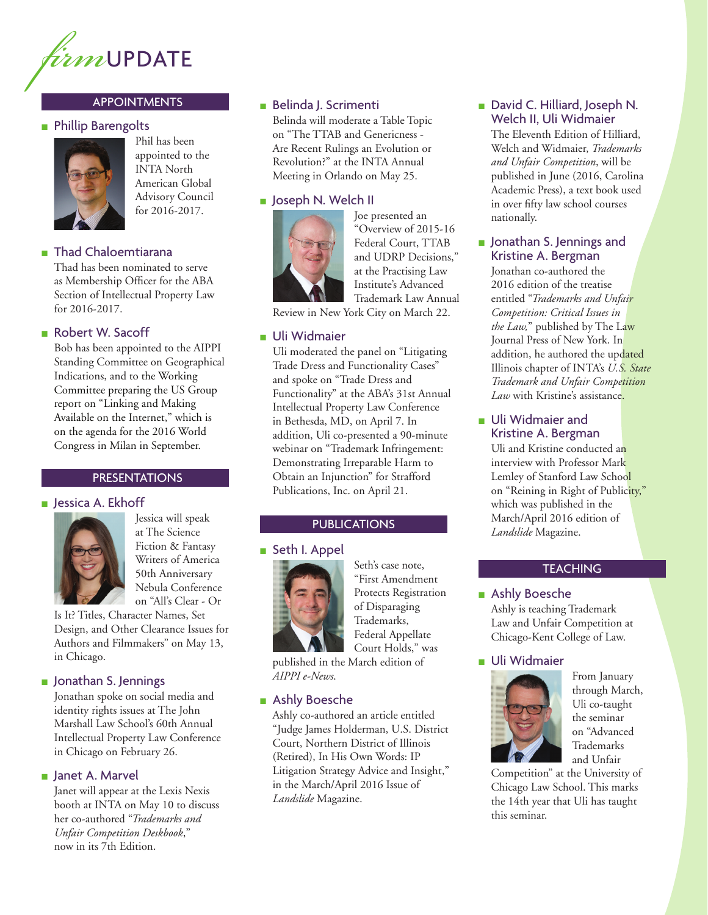# *firm*UPDATE

## APPOINTMENTS

### Phillip Barengolts

Phil has been appointed to the INTA North American Global Advisory Council for 2016-2017.

### Thad Chaloemtiarana

Thad has been nominated to serve as Membership Officer for the ABA Section of Intellectual Property Law for 2016-2017.

### Robert W. Sacoff

Bob has been appointed to the AIPPI Standing Committee on Geographical Indications, and to the Working Committee preparing the US Group report on "Linking and Making Available on the Internet," which is on the agenda for the 2016 World Congress in Milan in September.

## PRESENTATIONS

### Jessica A. Ekhoff

Jessica will speak at The Science Fiction & Fantasy Writers of America 50th Anniversary Nebula Conference on "All's Clear - Or Is It? Titles, Character Names, Set Design, and Other Clearance Issues for Authors and Filmmakers" on May 13, in Chicago.

### Jonathan S. Jennings

Jonathan spoke on social media and identity rights issues at The John Marshall Law School's 60th Annual Intellectual Property Law Conference in Chicago on February 26.

### Janet A. Marvel

Janet will appear at the Lexis Nexis booth at INTA on May 10 to discuss her co-authored "*Trademarks and Unfair Competition Deskbook*," now in its 7th Edition.

### Belinda J. Scrimenti

Belinda will moderate a Table Topic on "The TTAB and Genericness - Are Recent Rulings an Evolution or Revolution?" at the INTA Annual Meeting in Orlando on May 25.

### Joseph N. Welch II

Joe presented an "Overview of 2015-16 Federal Court, TTAB and UDRP Decisions," at the Practising Law Institute's Advanced Trademark Law Annual Review in New York City on March 22.

### Uli Widmaier

Uli moderated the panel on "Litigating Trade Dress and Functionality Cases" and spoke on "Trade Dress and Functionality" at the ABA's 31st Annual Intellectual Property Law Conference in Bethesda, MD, on April 7. In addition, Uli co-presented a 90-minute webinar on "Trademark Infringement: Demonstrating Irreparable Harm to Obtain an Injunction" for Strafford Publications, Inc. on April 21.

## PUBLICATIONS

### Seth I. Appel

Seth's case note, "First Amendment Protects Registration of Disparaging Trademarks, Federal Appellate Court Holds," was published in the March edition of *AIPPI e-News*.

### Ashly Boesche

Ashly co-authored an article entitled "Judge James Holderman, U.S. District Court, Northern District of Illinois (Retired), In His Own Words: IP Litigation Strategy Advice and Insight," in the March/April 2016 Issue of *Landslide* Magazine.

### David C. Hilliard, Joseph N. Welch II, Uli Widmaier

The Eleventh Edition of Hilliard, Welch and Widmaier, *Trademarks and Unfair Competition*, will be published in June (2016, Carolina Academic Press), a text book used in over fifty law school courses nationally.

### Jonathan S. Jennings and Kristine A. Bergman

Jonathan co-authored the 2016 edition of the treatise entitled "*Trademarks and Unfair Competition: Critical Issues in the Law,*" published by The Law Journal Press of New York. In addition, he authored the updated Illinois chapter of INTA's *U.S. State Trademark and Unfair Competition Law* with Kristine's assistance.

### Uli Widmaier and Kristine A. Bergman

Uli and Kristine conducted an interview with Professor Mark Lemley of Stanford Law School on "Reining in Right of Publicity," which was published in the March/April 2016 edition of *Landslide* Magazine.

## TEACHING

### Ashly Boesche

Ashly is teaching Trademark Law and Unfair Competition at Chicago-Kent College of Law.

### Uli Widmaier

From January through March, Uli co-taught the seminar on "Advanced Trademarks and Unfair Competition" at the University of Chicago Law School. This marks the 14th year that Uli has taught this seminar.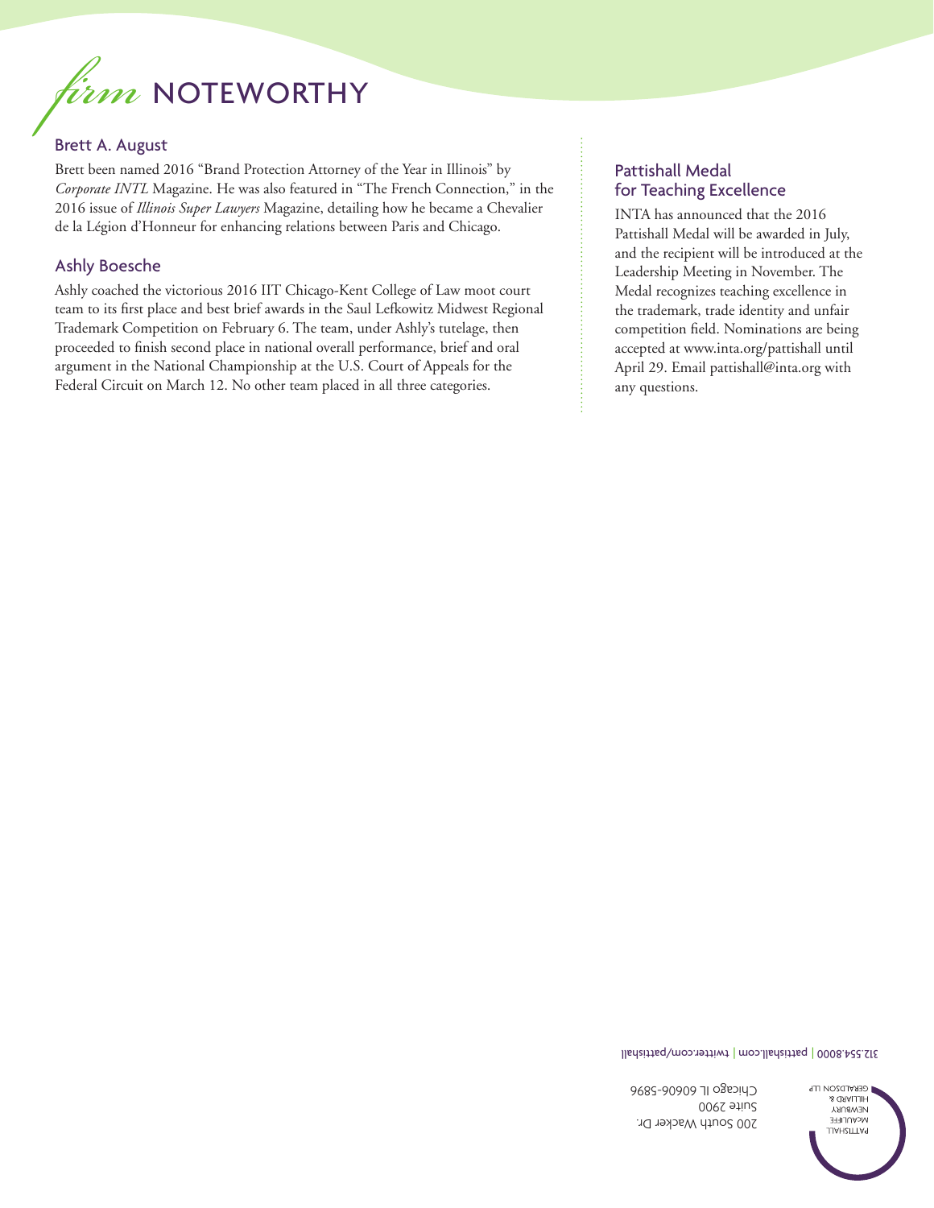# *firm* NOTEWORTHY

## Brett A. August

Brett been named 2016 "Brand Protection Attorney of the Year in Illinois" by *Corporate INTL* Magazine. He was also featured in "The French Connection," in the 2016 issue of *Illinois Super Lawyers* Magazine, detailing how he became a Chevalier de la Légion d'Honneur for enhancing relations between Paris and Chicago.

## Ashly Boesche

Ashly coached the victorious 2016 IIT Chicago-Kent College of Law moot court team to its first place and best brief awards in the Saul Lefkowitz Midwest Regional Trademark Competition on February 6. The team, under Ashly's tutelage, then proceeded to finish second place in national overall performance, brief and oral argument in the National Championship at the U.S. Court of Appeals for the Federal Circuit on March 12. No other team placed in all three categories.

## Pattishall Medal for Teaching Excellence

INTA has announced that the 2016 Pattishall Medal will be awarded in July, and the recipient will be introduced at the Leadership Meeting in November. The Medal recognizes teaching excellence in the trademark, trade identity and unfair competition field. Nominations are being accepted at www.inta.org/pattishall until April 29. Email pattishall@inta.org with any questions.

312.554.8000 | pattishall.com | twitter.com/pattishall

PATTISHALL
McAULIFFE
NEWBURY
HILLIARD &
GERALDSON LLP

200 South Wacker Dr.
Suite 2900
Chicago IL 60606-5896